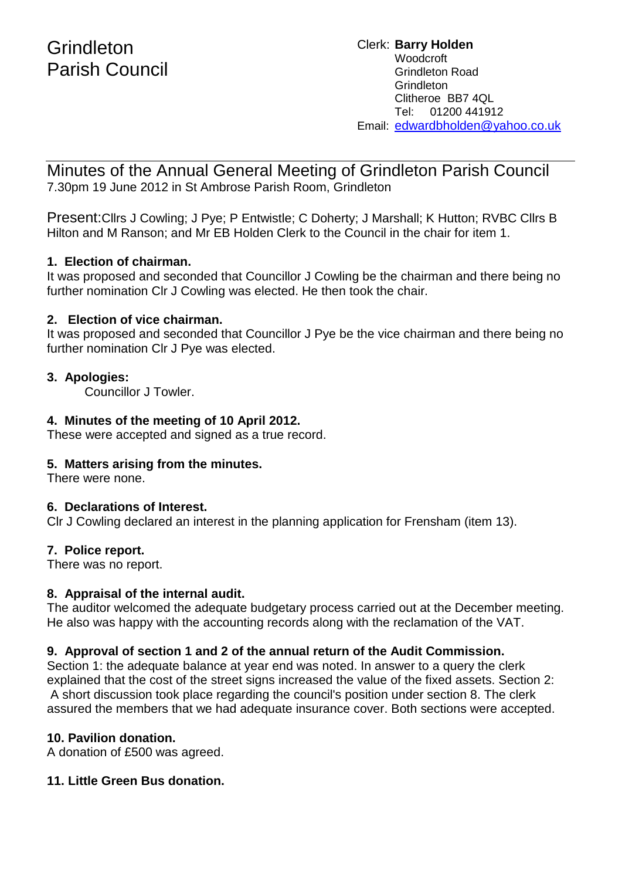# Grindleton Parish Council

Clerk: **Barry Holden**
Woodcroft
Grindleton Road
Grindleton
Clitheroe BB7 4QL
Tel: 01200 441912
Email: edwardbholden@yahoo.co.uk

## Minutes of the Annual General Meeting of Grindleton Parish Council

7.30pm 19 June 2012 in St Ambrose Parish Room, Grindleton

Present: Cllrs J Cowling; J Pye; P Entwistle; C Doherty; J Marshall; K Hutton; RVBC Cllrs B Hilton and M Ranson; and Mr EB Holden Clerk to the Council in the chair for item 1.

**1. Election of chairman.**
It was proposed and seconded that Councillor J Cowling be the chairman and there being no further nomination Clr J Cowling was elected. He then took the chair.

**2. Election of vice chairman.**
It was proposed and seconded that Councillor J Pye be the vice chairman and there being no further nomination Clr J Pye was elected.

**3. Apologies:**
Councillor J Towler.

**4. Minutes of the meeting of 10 April 2012.**
These were accepted and signed as a true record.

**5. Matters arising from the minutes.**
There were none.

**6. Declarations of Interest.**
Clr J Cowling declared an interest in the planning application for Frensham (item 13).

**7. Police report.**
There was no report.

**8. Appraisal of the internal audit.**
The auditor welcomed the adequate budgetary process carried out at the December meeting. He also was happy with the accounting records along with the reclamation of the VAT.

**9. Approval of section 1 and 2 of the annual return of the Audit Commission.**
Section 1: the adequate balance at year end was noted. In answer to a query the clerk explained that the cost of the street signs increased the value of the fixed assets. Section 2: A short discussion took place regarding the council's position under section 8. The clerk assured the members that we had adequate insurance cover. Both sections were accepted.

**10. Pavilion donation.**
A donation of £500 was agreed.

**11. Little Green Bus donation.**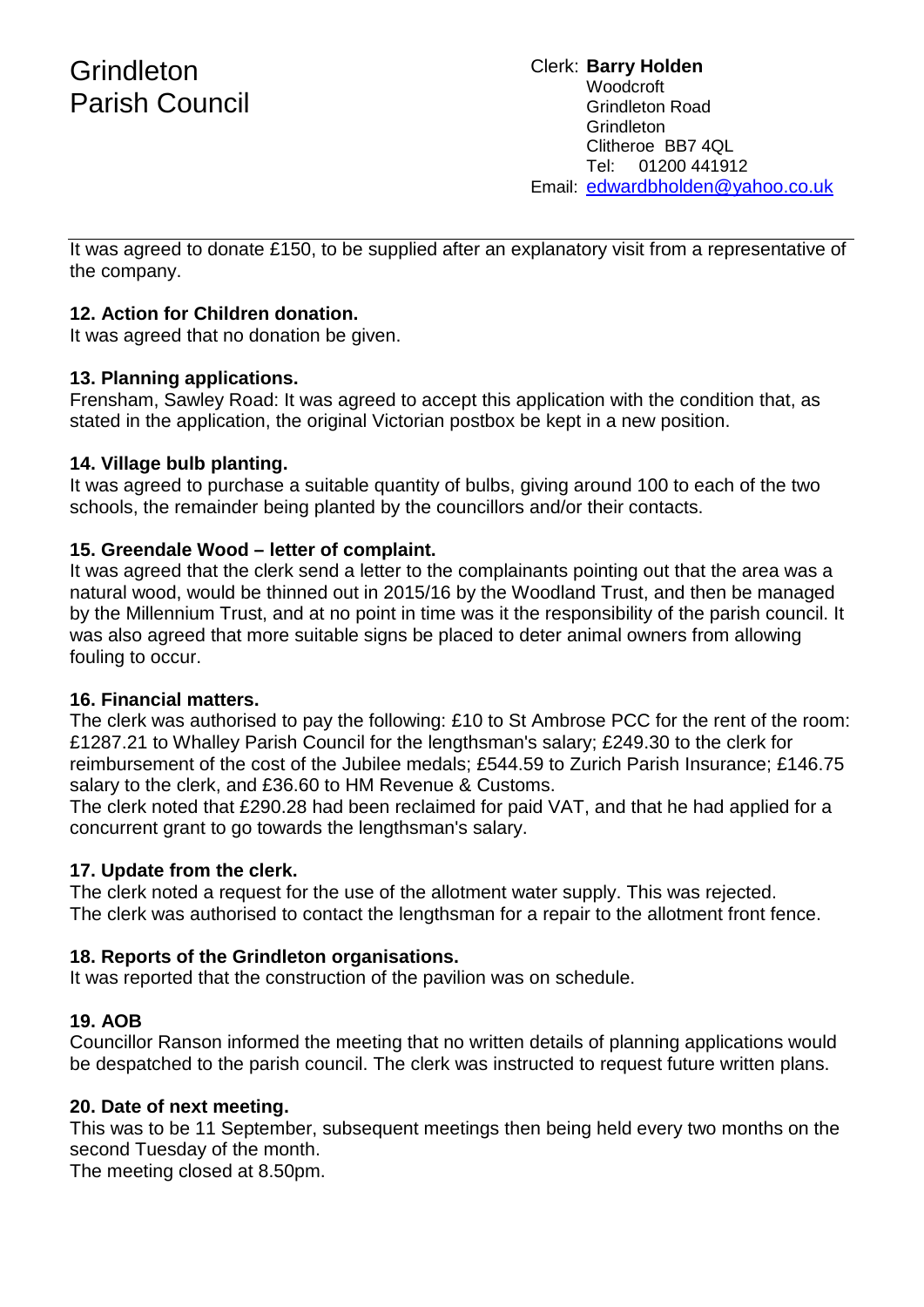It was agreed to donate £150, to be supplied after an explanatory visit from a representative of the company.

**12. Action for Children donation.**
It was agreed that no donation be given.

**13. Planning applications.**
Frensham, Sawley Road: It was agreed to accept this application with the condition that, as stated in the application, the original Victorian postbox be kept in a new position.

**14. Village bulb planting.**
It was agreed to purchase a suitable quantity of bulbs, giving around 100 to each of the two schools, the remainder being planted by the councillors and/or their contacts.

**15. Greendale Wood – letter of complaint.**
It was agreed that the clerk send a letter to the complainants pointing out that the area was a natural wood, would be thinned out in 2015/16 by the Woodland Trust, and then be managed by the Millennium Trust, and at no point in time was it the responsibility of the parish council. It was also agreed that more suitable signs be placed to deter animal owners from allowing fouling to occur.

**16. Financial matters.**
The clerk was authorised to pay the following: £10 to St Ambrose PCC for the rent of the room: £1287.21 to Whalley Parish Council for the lengthsman's salary; £249.30 to the clerk for reimbursement of the cost of the Jubilee medals; £544.59 to Zurich Parish Insurance; £146.75 salary to the clerk, and £36.60 to HM Revenue & Customs.
The clerk noted that £290.28 had been reclaimed for paid VAT, and that he had applied for a concurrent grant to go towards the lengthsman's salary.

**17. Update from the clerk.**
The clerk noted a request for the use of the allotment water supply. This was rejected.
The clerk was authorised to contact the lengthsman for a repair to the allotment front fence.

**18. Reports of the Grindleton organisations.**
It was reported that the construction of the pavilion was on schedule.

**19. AOB**
Councillor Ranson informed the meeting that no written details of planning applications would be despatched to the parish council. The clerk was instructed to request future written plans.

**20. Date of next meeting.**
This was to be 11 September, subsequent meetings then being held every two months on the second Tuesday of the month.
The meeting closed at 8.50pm.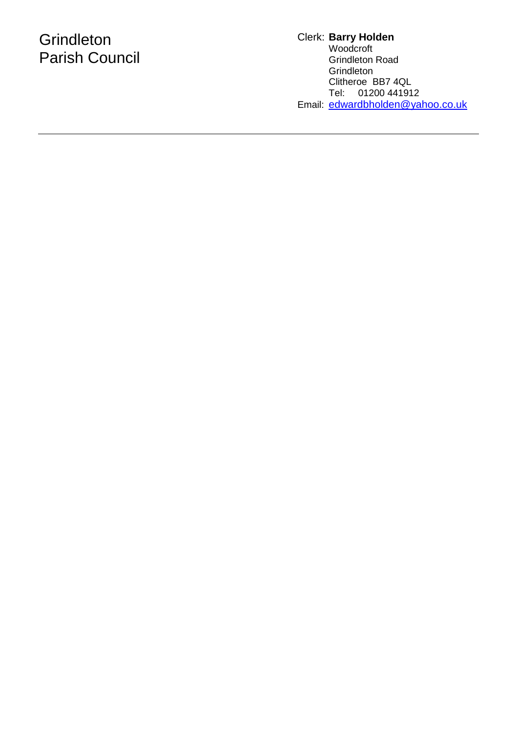# Grindleton Parish Council

Clerk: **Barry Holden**
Woodcroft
Grindleton Road
Grindleton
Clitheroe BB7 4QL
Tel: 01200 441912
Email: edwardbholden@yahoo.co.uk

---